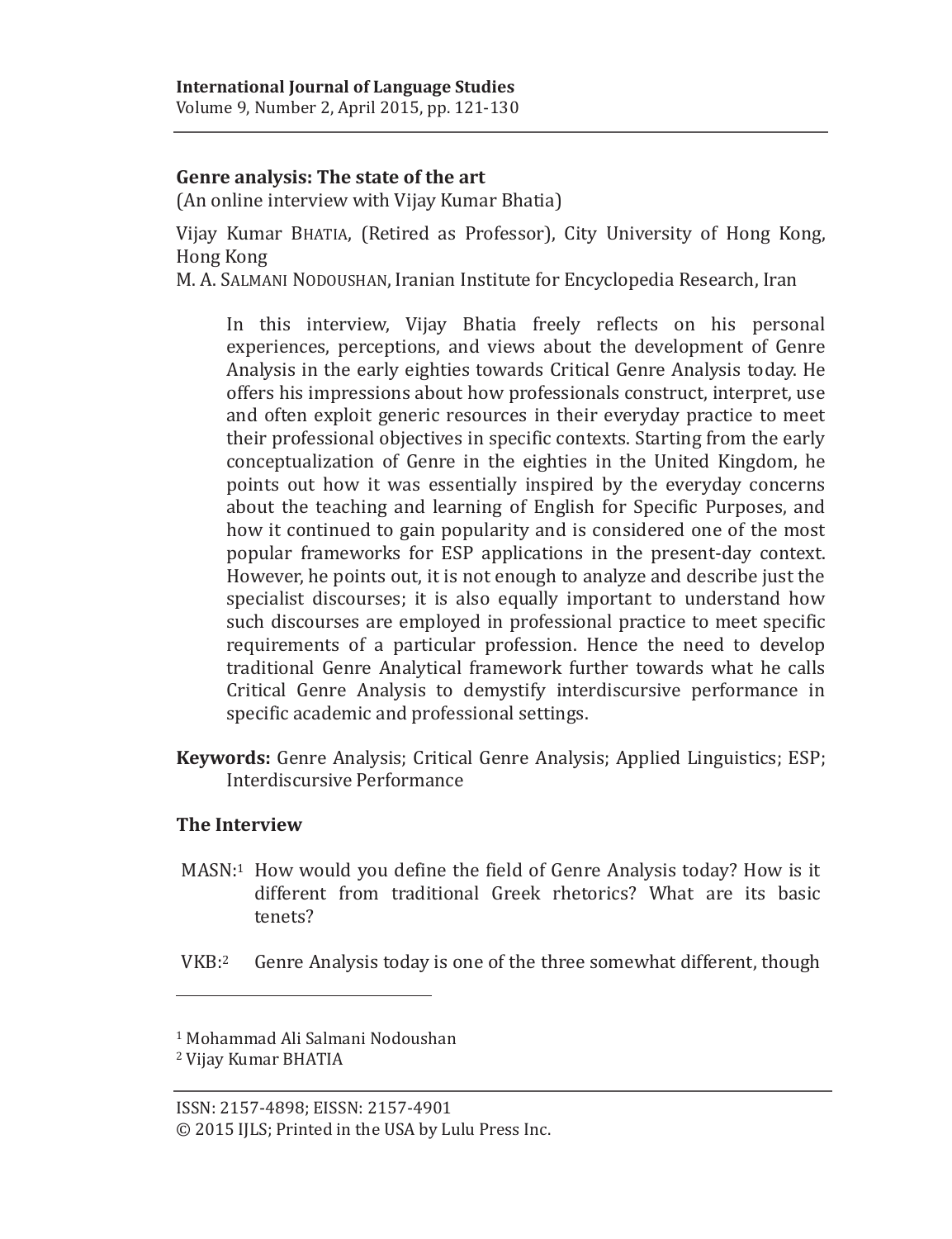# Genre analysis: The state of the art

(An online interview with Vijay Kumar Bhatia)

Vijay Kumar BHATIA, (Retired as Professor), City University of Hong Kong, Hong Kong
M. A. SALMANI NODOUSHAN, Iranian Institute for Encyclopedia Research, Iran

> In this interview, Vijay Bhatia freely reflects on his personal experiences, perceptions, and views about the development of Genre Analysis in the early eighties towards Critical Genre Analysis today. He offers his impressions about how professionals construct, interpret, use and often exploit generic resources in their everyday practice to meet their professional objectives in specific contexts. Starting from the early conceptualization of Genre in the eighties in the United Kingdom, he points out how it was essentially inspired by the everyday concerns about the teaching and learning of English for Specific Purposes, and how it continued to gain popularity and is considered one of the most popular frameworks for ESP applications in the present-day context. However, he points out, it is not enough to analyze and describe just the specialist discourses; it is also equally important to understand how such discourses are employed in professional practice to meet specific requirements of a particular profession. Hence the need to develop traditional Genre Analytical framework further towards what he calls Critical Genre Analysis to demystify interdiscursive performance in specific academic and professional settings.

**Keywords:** Genre Analysis; Critical Genre Analysis; Applied Linguistics; ESP; Interdiscursive Performance

## The Interview

MASN:[1] How would you define the field of Genre Analysis today? How is it different from traditional Greek rhetorics? What are its basic tenets?

VKB:[2] Genre Analysis today is one of the three somewhat different, though

---

[1] Mohammad Ali Salmani Nodoushan
[2] Vijay Kumar BHATIA

ISSN: 2157-4898; EISSN: 2157-4901
© 2015 IJLS; Printed in the USA by Lulu Press Inc.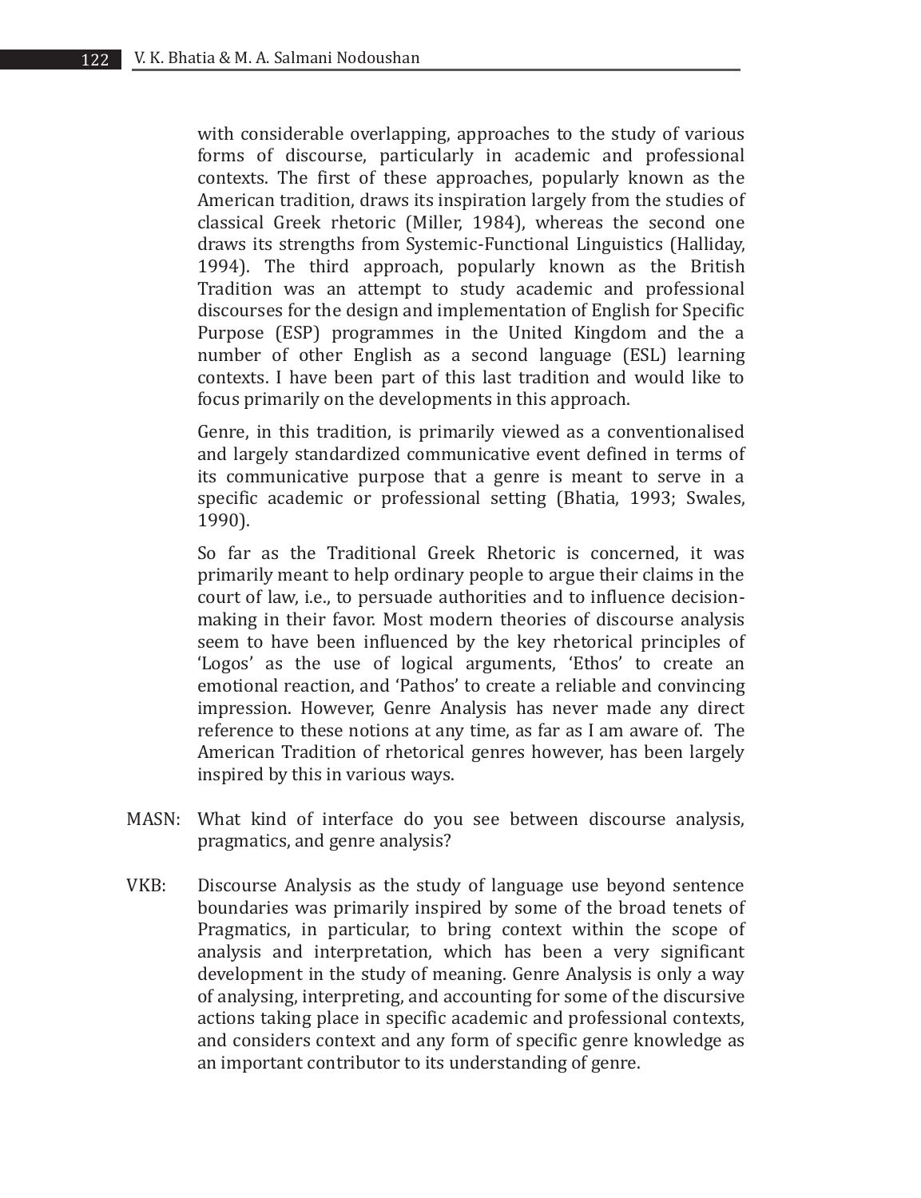with considerable overlapping, approaches to the study of various forms of discourse, particularly in academic and professional contexts. The first of these approaches, popularly known as the American tradition, draws its inspiration largely from the studies of classical Greek rhetoric (Miller, 1984), whereas the second one draws its strengths from Systemic-Functional Linguistics (Halliday, 1994). The third approach, popularly known as the British Tradition was an attempt to study academic and professional discourses for the design and implementation of English for Specific Purpose (ESP) programmes in the United Kingdom and the a number of other English as a second language (ESL) learning contexts. I have been part of this last tradition and would like to focus primarily on the developments in this approach.

Genre, in this tradition, is primarily viewed as a conventionalised and largely standardized communicative event defined in terms of its communicative purpose that a genre is meant to serve in a specific academic or professional setting (Bhatia, 1993; Swales, 1990).

So far as the Traditional Greek Rhetoric is concerned, it was primarily meant to help ordinary people to argue their claims in the court of law, i.e., to persuade authorities and to influence decision-making in their favor. Most modern theories of discourse analysis seem to have been influenced by the key rhetorical principles of 'Logos' as the use of logical arguments, 'Ethos' to create an emotional reaction, and 'Pathos' to create a reliable and convincing impression. However, Genre Analysis has never made any direct reference to these notions at any time, as far as I am aware of. The American Tradition of rhetorical genres however, has been largely inspired by this in various ways.

MASN: What kind of interface do you see between discourse analysis, pragmatics, and genre analysis?

VKB: Discourse Analysis as the study of language use beyond sentence boundaries was primarily inspired by some of the broad tenets of Pragmatics, in particular, to bring context within the scope of analysis and interpretation, which has been a very significant development in the study of meaning. Genre Analysis is only a way of analysing, interpreting, and accounting for some of the discursive actions taking place in specific academic and professional contexts, and considers context and any form of specific genre knowledge as an important contributor to its understanding of genre.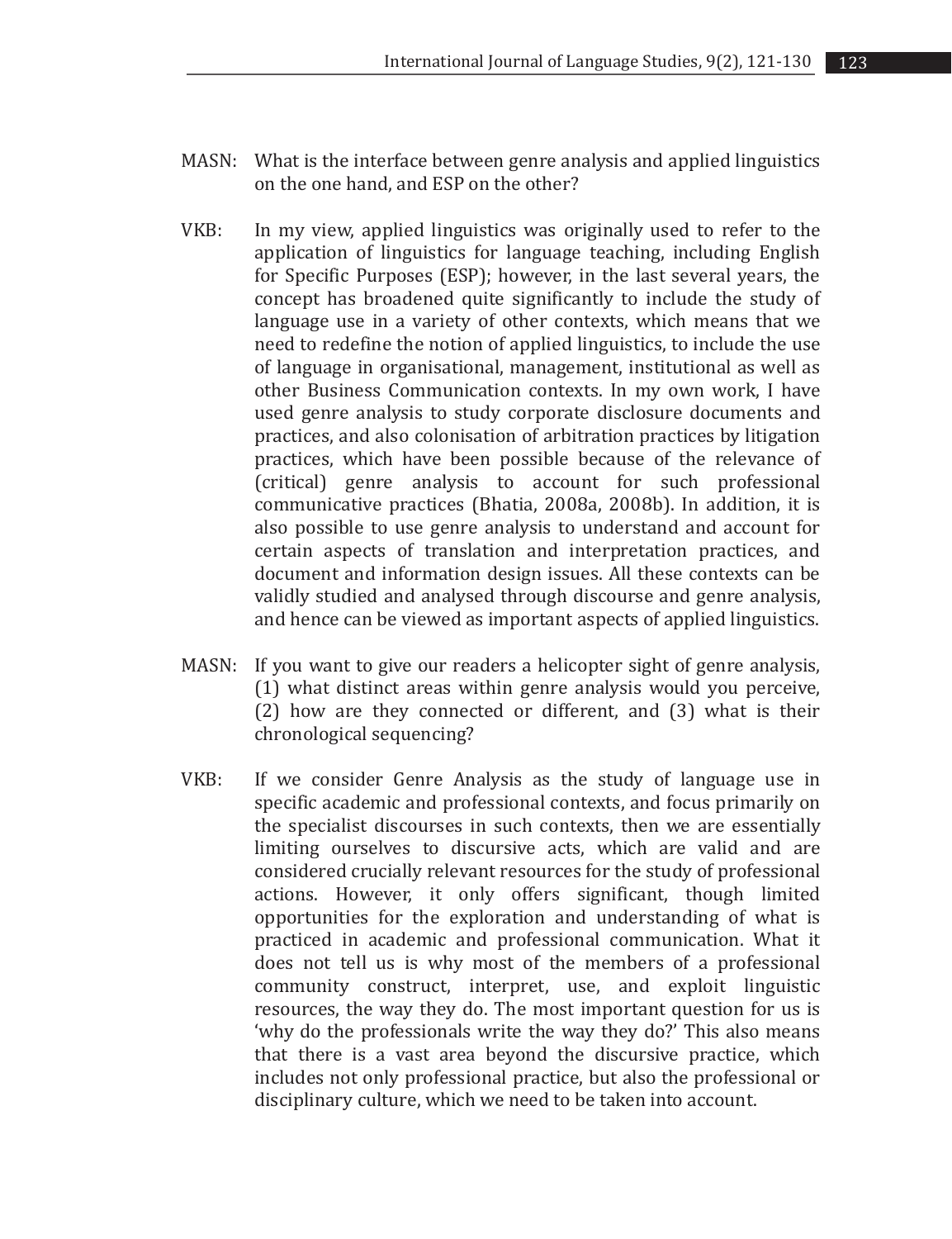MASN: What is the interface between genre analysis and applied linguistics on the one hand, and ESP on the other?

VKB: In my view, applied linguistics was originally used to refer to the application of linguistics for language teaching, including English for Specific Purposes (ESP); however, in the last several years, the concept has broadened quite significantly to include the study of language use in a variety of other contexts, which means that we need to redefine the notion of applied linguistics, to include the use of language in organisational, management, institutional as well as other Business Communication contexts. In my own work, I have used genre analysis to study corporate disclosure documents and practices, and also colonisation of arbitration practices by litigation practices, which have been possible because of the relevance of (critical) genre analysis to account for such professional communicative practices (Bhatia, 2008a, 2008b). In addition, it is also possible to use genre analysis to understand and account for certain aspects of translation and interpretation practices, and document and information design issues. All these contexts can be validly studied and analysed through discourse and genre analysis, and hence can be viewed as important aspects of applied linguistics.

MASN: If you want to give our readers a helicopter sight of genre analysis, (1) what distinct areas within genre analysis would you perceive, (2) how are they connected or different, and (3) what is their chronological sequencing?

VKB: If we consider Genre Analysis as the study of language use in specific academic and professional contexts, and focus primarily on the specialist discourses in such contexts, then we are essentially limiting ourselves to discursive acts, which are valid and are considered crucially relevant resources for the study of professional actions. However, it only offers significant, though limited opportunities for the exploration and understanding of what is practiced in academic and professional communication. What it does not tell us is why most of the members of a professional community construct, interpret, use, and exploit linguistic resources, the way they do. The most important question for us is 'why do the professionals write the way they do?' This also means that there is a vast area beyond the discursive practice, which includes not only professional practice, but also the professional or disciplinary culture, which we need to be taken into account.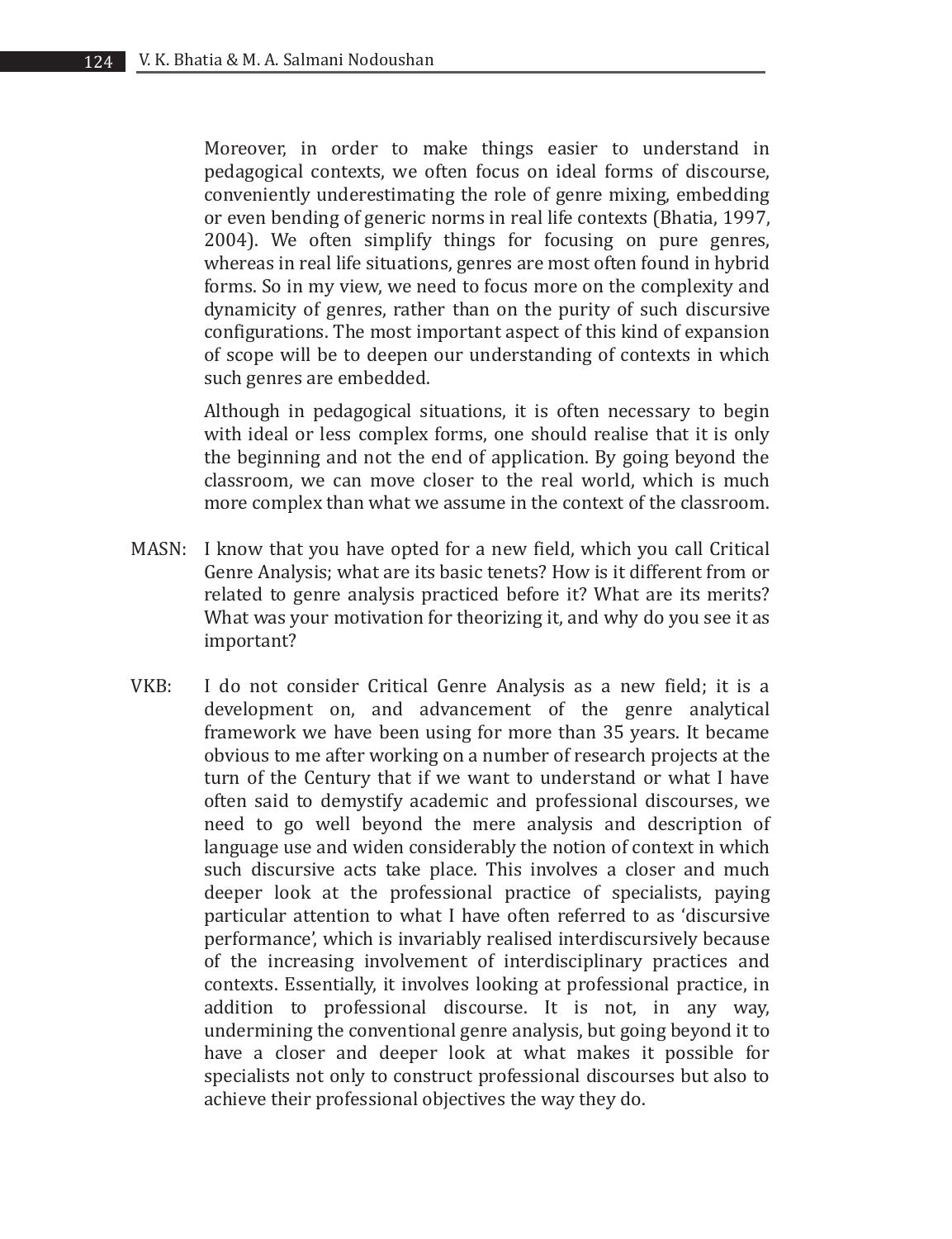Moreover, in order to make things easier to understand in pedagogical contexts, we often focus on ideal forms of discourse, conveniently underestimating the role of genre mixing, embedding or even bending of generic norms in real life contexts (Bhatia, 1997, 2004). We often simplify things for focusing on pure genres, whereas in real life situations, genres are most often found in hybrid forms. So in my view, we need to focus more on the complexity and dynamicity of genres, rather than on the purity of such discursive configurations. The most important aspect of this kind of expansion of scope will be to deepen our understanding of contexts in which such genres are embedded.

Although in pedagogical situations, it is often necessary to begin with ideal or less complex forms, one should realise that it is only the beginning and not the end of application. By going beyond the classroom, we can move closer to the real world, which is much more complex than what we assume in the context of the classroom.

MASN: I know that you have opted for a new field, which you call Critical Genre Analysis; what are its basic tenets? How is it different from or related to genre analysis practiced before it? What are its merits? What was your motivation for theorizing it, and why do you see it as important?

VKB: I do not consider Critical Genre Analysis as a new field; it is a development on, and advancement of the genre analytical framework we have been using for more than 35 years. It became obvious to me after working on a number of research projects at the turn of the Century that if we want to understand or what I have often said to demystify academic and professional discourses, we need to go well beyond the mere analysis and description of language use and widen considerably the notion of context in which such discursive acts take place. This involves a closer and much deeper look at the professional practice of specialists, paying particular attention to what I have often referred to as 'discursive performance', which is invariably realised interdiscursively because of the increasing involvement of interdisciplinary practices and contexts. Essentially, it involves looking at professional practice, in addition to professional discourse. It is not, in any way, undermining the conventional genre analysis, but going beyond it to have a closer and deeper look at what makes it possible for specialists not only to construct professional discourses but also to achieve their professional objectives the way they do.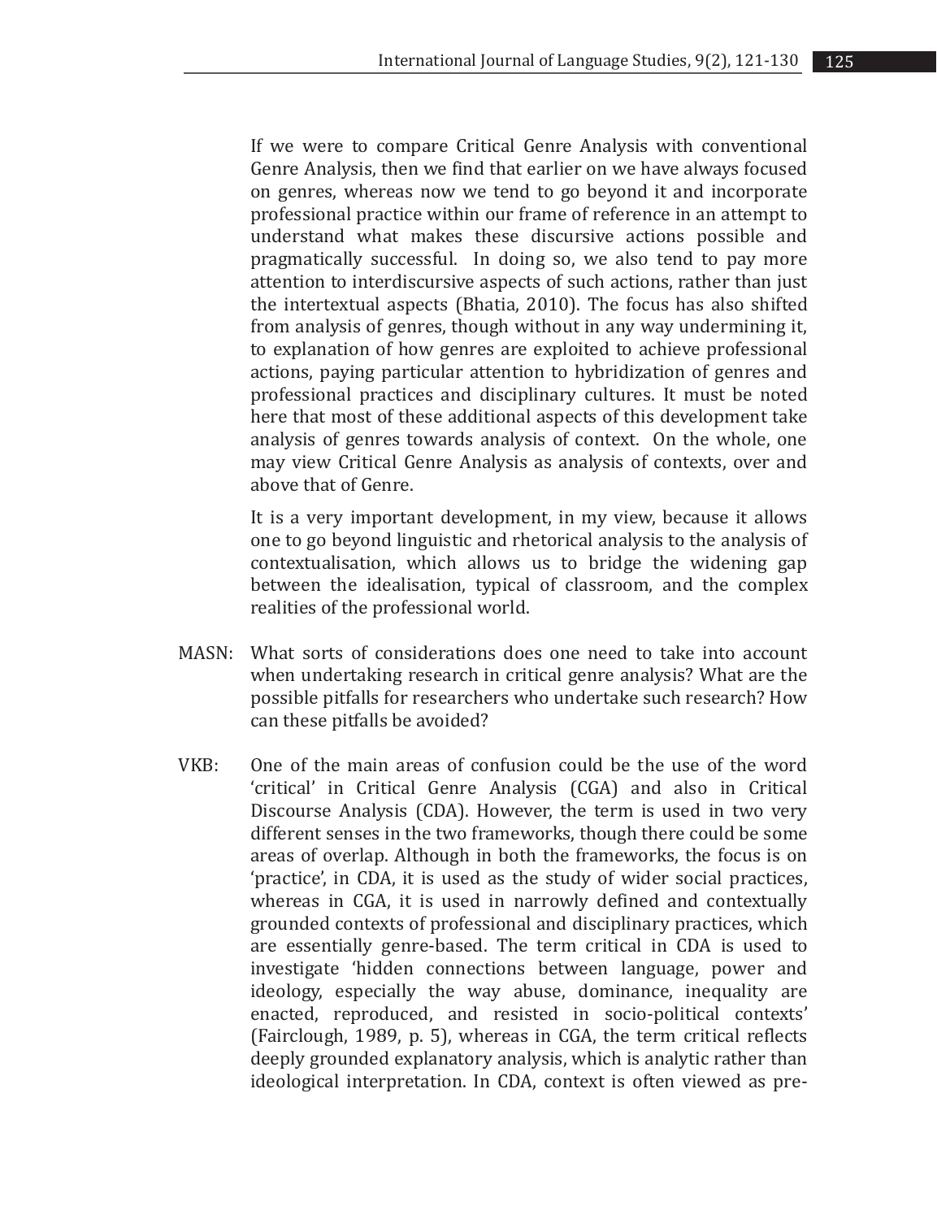If we were to compare Critical Genre Analysis with conventional Genre Analysis, then we find that earlier on we have always focused on genres, whereas now we tend to go beyond it and incorporate professional practice within our frame of reference in an attempt to understand what makes these discursive actions possible and pragmatically successful. In doing so, we also tend to pay more attention to interdiscursive aspects of such actions, rather than just the intertextual aspects (Bhatia, 2010). The focus has also shifted from analysis of genres, though without in any way undermining it, to explanation of how genres are exploited to achieve professional actions, paying particular attention to hybridization of genres and professional practices and disciplinary cultures. It must be noted here that most of these additional aspects of this development take analysis of genres towards analysis of context. On the whole, one may view Critical Genre Analysis as analysis of contexts, over and above that of Genre.

It is a very important development, in my view, because it allows one to go beyond linguistic and rhetorical analysis to the analysis of contextualisation, which allows us to bridge the widening gap between the idealisation, typical of classroom, and the complex realities of the professional world.

MASN: What sorts of considerations does one need to take into account when undertaking research in critical genre analysis? What are the possible pitfalls for researchers who undertake such research? How can these pitfalls be avoided?

VKB: One of the main areas of confusion could be the use of the word 'critical' in Critical Genre Analysis (CGA) and also in Critical Discourse Analysis (CDA). However, the term is used in two very different senses in the two frameworks, though there could be some areas of overlap. Although in both the frameworks, the focus is on 'practice', in CDA, it is used as the study of wider social practices, whereas in CGA, it is used in narrowly defined and contextually grounded contexts of professional and disciplinary practices, which are essentially genre-based. The term critical in CDA is used to investigate 'hidden connections between language, power and ideology, especially the way abuse, dominance, inequality are enacted, reproduced, and resisted in socio-political contexts' (Fairclough, 1989, p. 5), whereas in CGA, the term critical reflects deeply grounded explanatory analysis, which is analytic rather than ideological interpretation. In CDA, context is often viewed as pre-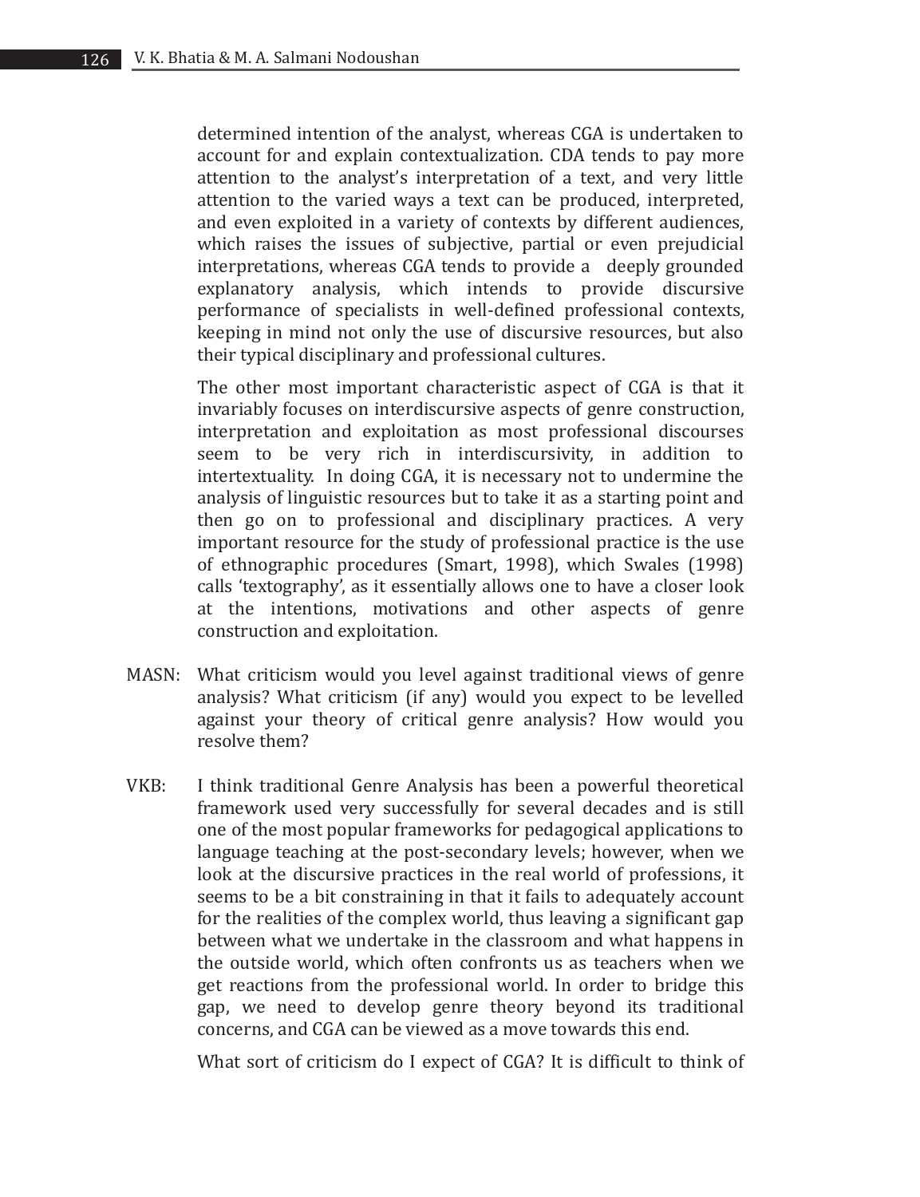determined intention of the analyst, whereas CGA is undertaken to account for and explain contextualization. CDA tends to pay more attention to the analyst's interpretation of a text, and very little attention to the varied ways a text can be produced, interpreted, and even exploited in a variety of contexts by different audiences, which raises the issues of subjective, partial or even prejudicial interpretations, whereas CGA tends to provide a deeply grounded explanatory analysis, which intends to provide discursive performance of specialists in well-defined professional contexts, keeping in mind not only the use of discursive resources, but also their typical disciplinary and professional cultures.

The other most important characteristic aspect of CGA is that it invariably focuses on interdiscursive aspects of genre construction, interpretation and exploitation as most professional discourses seem to be very rich in interdiscursivity, in addition to intertextuality. In doing CGA, it is necessary not to undermine the analysis of linguistic resources but to take it as a starting point and then go on to professional and disciplinary practices. A very important resource for the study of professional practice is the use of ethnographic procedures (Smart, 1998), which Swales (1998) calls 'textography', as it essentially allows one to have a closer look at the intentions, motivations and other aspects of genre construction and exploitation.

MASN: What criticism would you level against traditional views of genre analysis? What criticism (if any) would you expect to be levelled against your theory of critical genre analysis? How would you resolve them?

VKB: I think traditional Genre Analysis has been a powerful theoretical framework used very successfully for several decades and is still one of the most popular frameworks for pedagogical applications to language teaching at the post-secondary levels; however, when we look at the discursive practices in the real world of professions, it seems to be a bit constraining in that it fails to adequately account for the realities of the complex world, thus leaving a significant gap between what we undertake in the classroom and what happens in the outside world, which often confronts us as teachers when we get reactions from the professional world. In order to bridge this gap, we need to develop genre theory beyond its traditional concerns, and CGA can be viewed as a move towards this end.

What sort of criticism do I expect of CGA? It is difficult to think of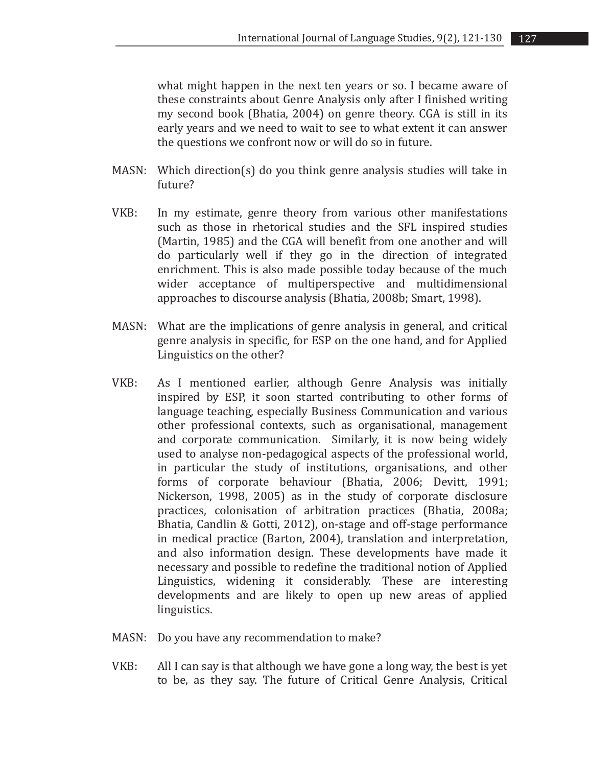what might happen in the next ten years or so. I became aware of these constraints about Genre Analysis only after I finished writing my second book (Bhatia, 2004) on genre theory. CGA is still in its early years and we need to wait to see to what extent it can answer the questions we confront now or will do so in future.

MASN: Which direction(s) do you think genre analysis studies will take in future?

VKB: In my estimate, genre theory from various other manifestations such as those in rhetorical studies and the SFL inspired studies (Martin, 1985) and the CGA will benefit from one another and will do particularly well if they go in the direction of integrated enrichment. This is also made possible today because of the much wider acceptance of multiperspective and multidimensional approaches to discourse analysis (Bhatia, 2008b; Smart, 1998).

MASN: What are the implications of genre analysis in general, and critical genre analysis in specific, for ESP on the one hand, and for Applied Linguistics on the other?

VKB: As I mentioned earlier, although Genre Analysis was initially inspired by ESP, it soon started contributing to other forms of language teaching, especially Business Communication and various other professional contexts, such as organisational, management and corporate communication. Similarly, it is now being widely used to analyse non-pedagogical aspects of the professional world, in particular the study of institutions, organisations, and other forms of corporate behaviour (Bhatia, 2006; Devitt, 1991; Nickerson, 1998, 2005) as in the study of corporate disclosure practices, colonisation of arbitration practices (Bhatia, 2008a; Bhatia, Candlin & Gotti, 2012), on-stage and off-stage performance in medical practice (Barton, 2004), translation and interpretation, and also information design. These developments have made it necessary and possible to redefine the traditional notion of Applied Linguistics, widening it considerably. These are interesting developments and are likely to open up new areas of applied linguistics.

MASN: Do you have any recommendation to make?

VKB: All I can say is that although we have gone a long way, the best is yet to be, as they say. The future of Critical Genre Analysis, Critical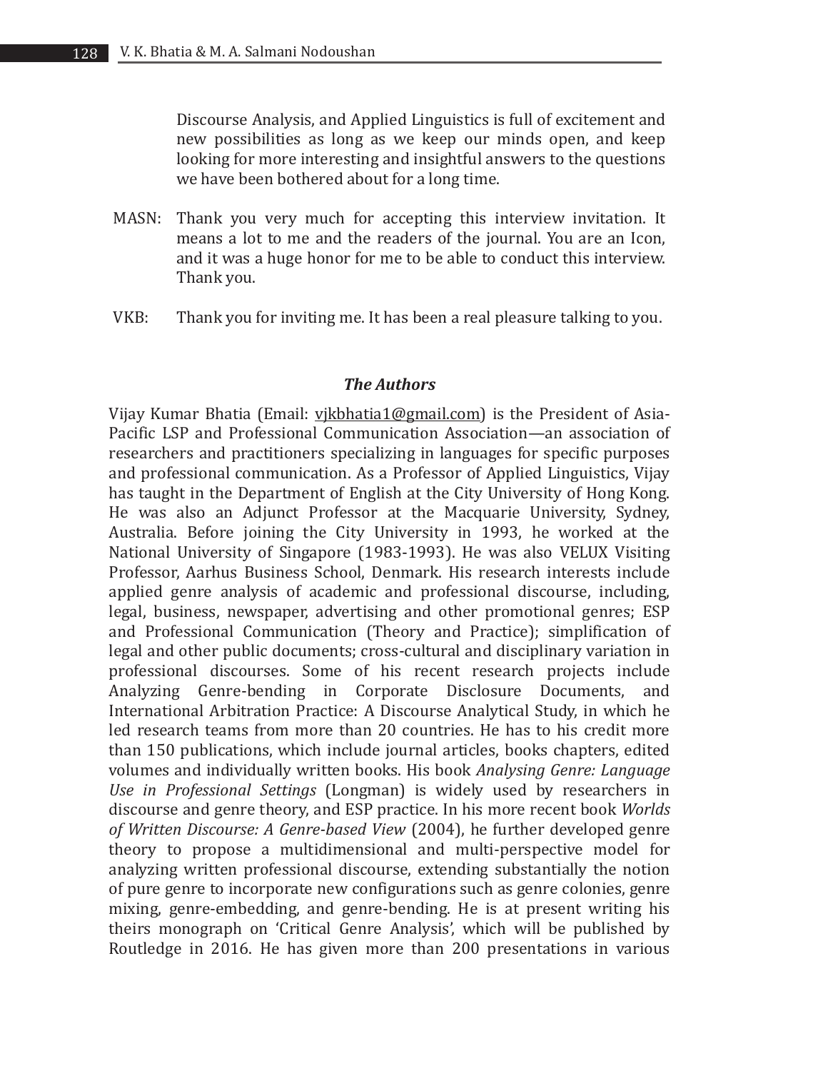Discourse Analysis, and Applied Linguistics is full of excitement and new possibilities as long as we keep our minds open, and keep looking for more interesting and insightful answers to the questions we have been bothered about for a long time.

MASN: Thank you very much for accepting this interview invitation. It means a lot to me and the readers of the journal. You are an Icon, and it was a huge honor for me to be able to conduct this interview. Thank you.

VKB: Thank you for inviting me. It has been a real pleasure talking to you.

### *The Authors*

Vijay Kumar Bhatia (Email: vjkbhatia1@gmail.com) is the President of Asia-Pacific LSP and Professional Communication Association—an association of researchers and practitioners specializing in languages for specific purposes and professional communication. As a Professor of Applied Linguistics, Vijay has taught in the Department of English at the City University of Hong Kong. He was also an Adjunct Professor at the Macquarie University, Sydney, Australia. Before joining the City University in 1993, he worked at the National University of Singapore (1983-1993). He was also VELUX Visiting Professor, Aarhus Business School, Denmark. His research interests include applied genre analysis of academic and professional discourse, including, legal, business, newspaper, advertising and other promotional genres; ESP and Professional Communication (Theory and Practice); simplification of legal and other public documents; cross-cultural and disciplinary variation in professional discourses. Some of his recent research projects include Analyzing Genre-bending in Corporate Disclosure Documents, and International Arbitration Practice: A Discourse Analytical Study, in which he led research teams from more than 20 countries. He has to his credit more than 150 publications, which include journal articles, books chapters, edited volumes and individually written books. His book *Analysing Genre: Language Use in Professional Settings* (Longman) is widely used by researchers in discourse and genre theory, and ESP practice. In his more recent book *Worlds of Written Discourse: A Genre-based View* (2004), he further developed genre theory to propose a multidimensional and multi-perspective model for analyzing written professional discourse, extending substantially the notion of pure genre to incorporate new configurations such as genre colonies, genre mixing, genre-embedding, and genre-bending. He is at present writing his theirs monograph on 'Critical Genre Analysis', which will be published by Routledge in 2016. He has given more than 200 presentations in various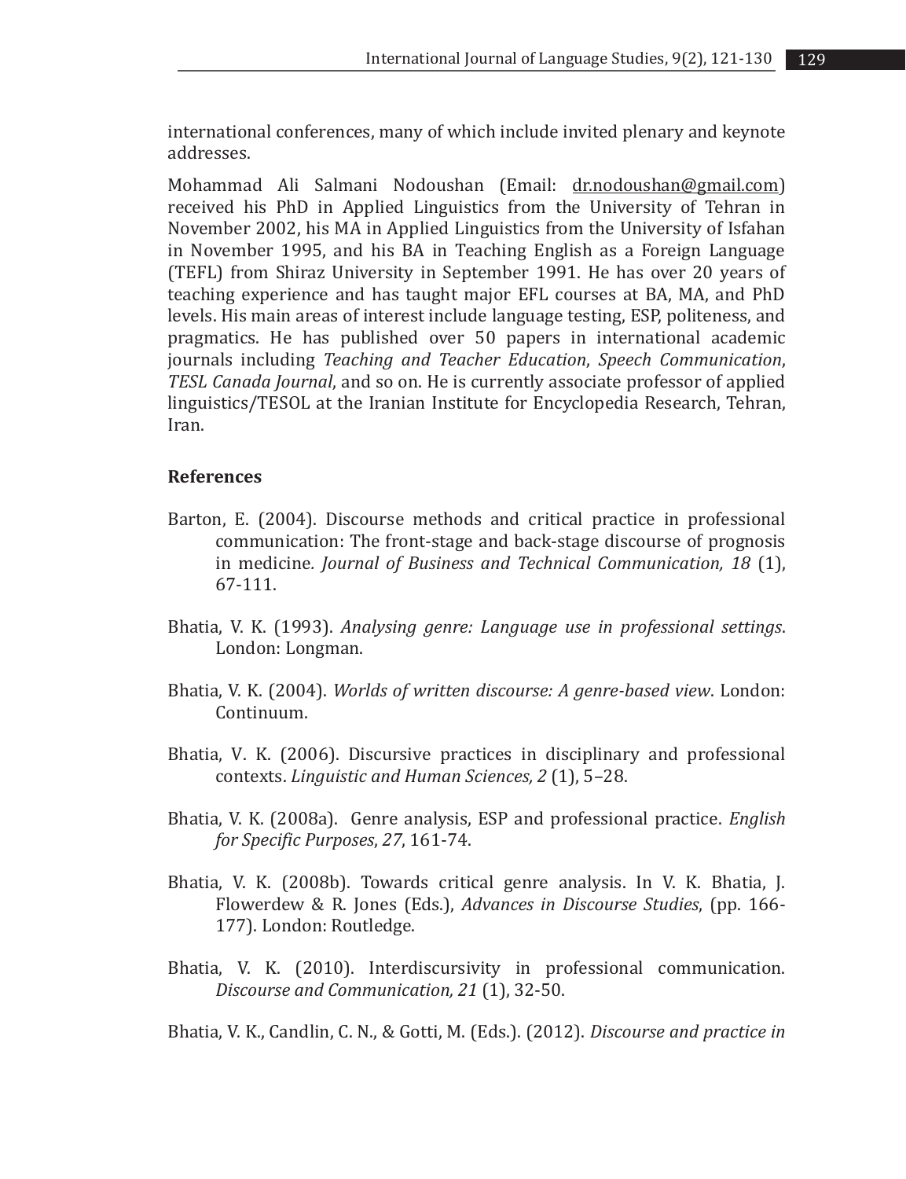international conferences, many of which include invited plenary and keynote addresses.

Mohammad Ali Salmani Nodoushan (Email: dr.nodoushan@gmail.com) received his PhD in Applied Linguistics from the University of Tehran in November 2002, his MA in Applied Linguistics from the University of Isfahan in November 1995, and his BA in Teaching English as a Foreign Language (TEFL) from Shiraz University in September 1991. He has over 20 years of teaching experience and has taught major EFL courses at BA, MA, and PhD levels. His main areas of interest include language testing, ESP, politeness, and pragmatics. He has published over 50 papers in international academic journals including *Teaching and Teacher Education*, *Speech Communication*, *TESL Canada Journal*, and so on. He is currently associate professor of applied linguistics/TESOL at the Iranian Institute for Encyclopedia Research, Tehran, Iran.

## References

Barton, E. (2004). Discourse methods and critical practice in professional communication: The front-stage and back-stage discourse of prognosis in medicine. *Journal of Business and Technical Communication, 18* (1), 67-111.

Bhatia, V. K. (1993). *Analysing genre: Language use in professional settings*. London: Longman.

Bhatia, V. K. (2004). *Worlds of written discourse: A genre-based view*. London: Continuum.

Bhatia, V. K. (2006). Discursive practices in disciplinary and professional contexts. *Linguistic and Human Sciences, 2* (1), 5–28.

Bhatia, V. K. (2008a). Genre analysis, ESP and professional practice. *English for Specific Purposes*, *27*, 161-74.

Bhatia, V. K. (2008b). Towards critical genre analysis. In V. K. Bhatia, J. Flowerdew & R. Jones (Eds.), *Advances in Discourse Studies*, (pp. 166-177). London: Routledge.

Bhatia, V. K. (2010). Interdiscursivity in professional communication. *Discourse and Communication, 21* (1), 32-50.

Bhatia, V. K., Candlin, C. N., & Gotti, M. (Eds.). (2012). *Discourse and practice in*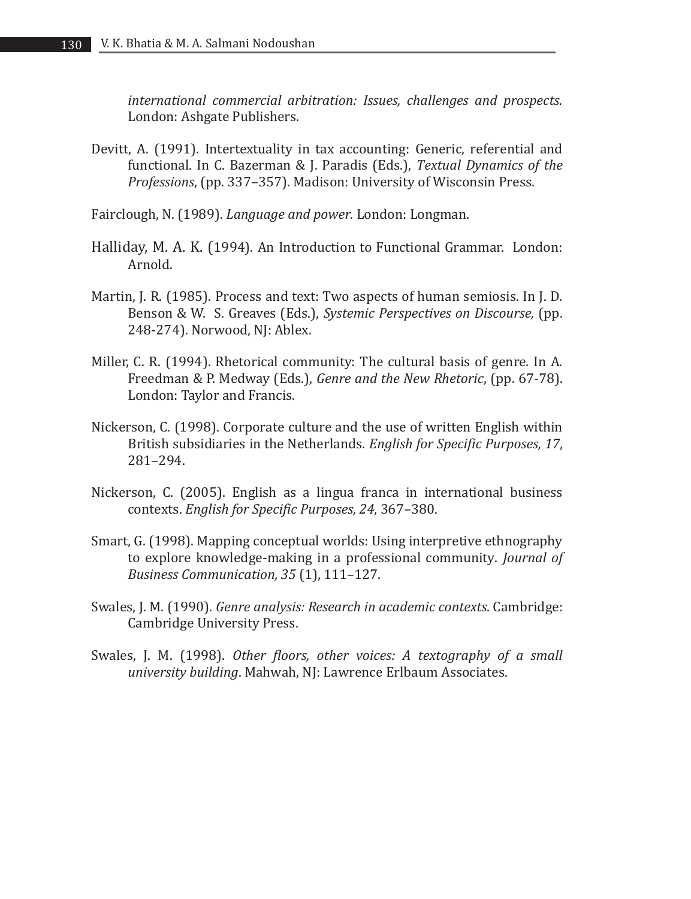*international commercial arbitration: Issues, challenges and prospects.* London: Ashgate Publishers.

Devitt, A. (1991). Intertextuality in tax accounting: Generic, referential and functional. In C. Bazerman & J. Paradis (Eds.), *Textual Dynamics of the Professions*, (pp. 337–357). Madison: University of Wisconsin Press.

Fairclough, N. (1989). *Language and power.* London: Longman.

Halliday, M. A. K. (1994). An Introduction to Functional Grammar. London: Arnold.

Martin, J. R. (1985). Process and text: Two aspects of human semiosis. In J. D. Benson & W. S. Greaves (Eds.), *Systemic Perspectives on Discourse,* (pp. 248-274). Norwood, NJ: Ablex.

Miller, C. R. (1994). Rhetorical community: The cultural basis of genre. In A. Freedman & P. Medway (Eds.), *Genre and the New Rhetoric*, (pp. 67-78). London: Taylor and Francis.

Nickerson, C. (1998). Corporate culture and the use of written English within British subsidiaries in the Netherlands. *English for Specific Purposes, 17*, 281–294.

Nickerson, C. (2005). English as a lingua franca in international business contexts. *English for Specific Purposes, 24*, 367–380.

Smart, G. (1998). Mapping conceptual worlds: Using interpretive ethnography to explore knowledge-making in a professional community. *Journal of Business Communication, 35* (1), 111–127.

Swales, J. M. (1990). *Genre analysis: Research in academic contexts*. Cambridge: Cambridge University Press.

Swales, J. M. (1998). *Other floors, other voices: A textography of a small university building*. Mahwah, NJ: Lawrence Erlbaum Associates.